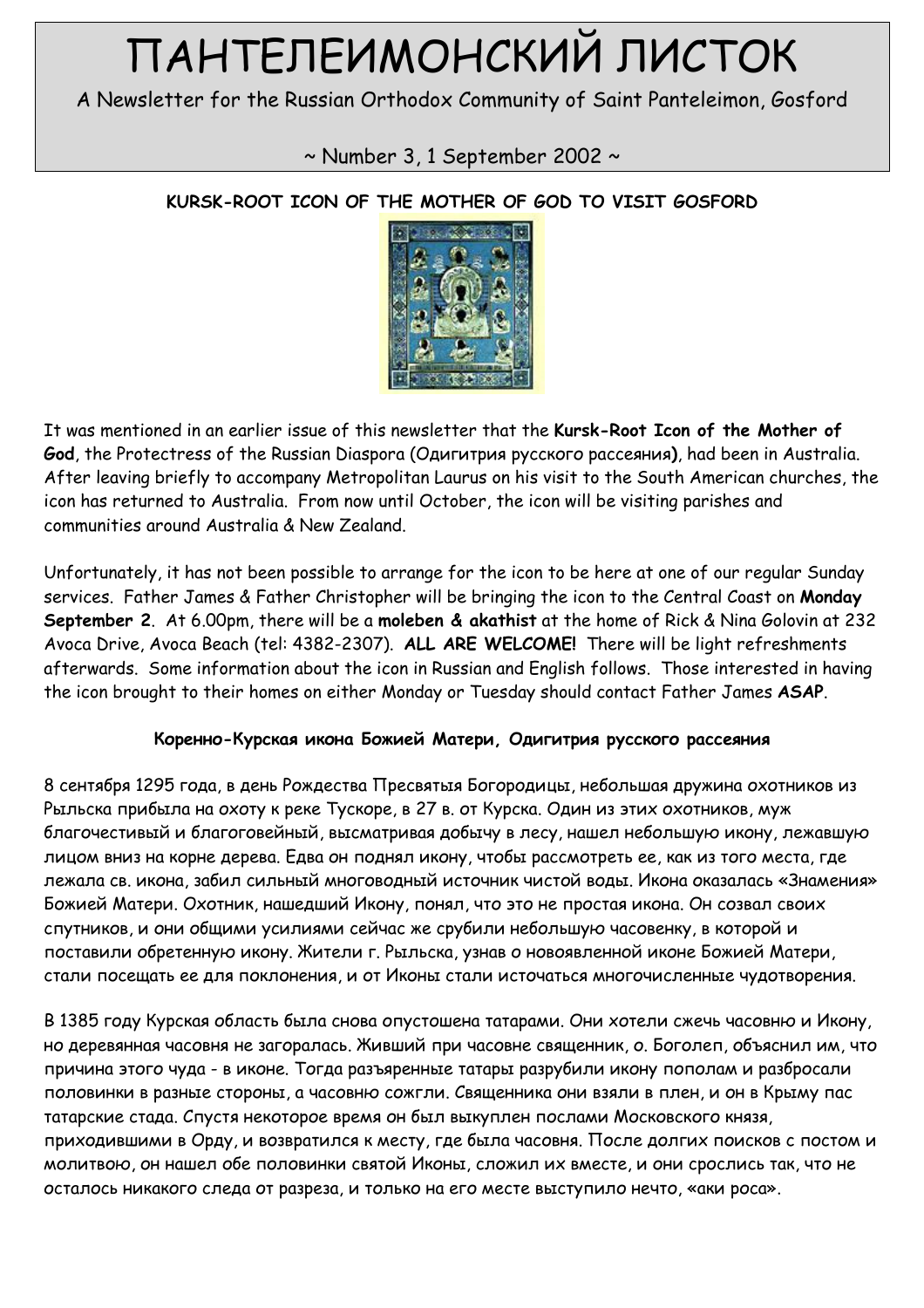# ПАНТЕЛЕИМОНСКИЙ ЛИСТОК

A Newsletter for the Russian Orthodox Community of Saint Panteleimon, Gosford

~ Number 3, 1 September 2002 ~

## KURSK-ROOT ICON OF THE MOTHER OF GOD TO VISIT GOSFORD

It was mentioned in an earlier issue of this newsletter that the **Kursk-Root Icon of the Mother of God**, the Protectress of the Russian Diaspora (Одигитрия русского рассеяния**)**, had been in Australia. After leaving briefly to accompany Metropolitan Laurus on his visit to the South American churches, the icon has returned to Australia. From now until October, the icon will be visiting parishes and communities around Australia & New Zealand.

Unfortunately, it has not been possible to arrange for the icon to be here at one of our regular Sunday services. Father James & Father Christopher will be bringing the icon to the Central Coast on **Monday September 2**. At 6.00pm, there will be a **moleben & akathist** at the home of Rick & Nina Golovin at 232 Avoca Drive, Avoca Beach (tel: 4382-2307). **ALL ARE WELCOME!** There will be light refreshments afterwards. Some information about the icon in Russian and English follows. Those interested in having the icon brought to their homes on either Monday or Tuesday should contact Father James **ASAP**.

### Коренно-Курская икона Божией Матери, Одигитрия русского рассеяния

8 сентября 1295 года, в день Рождества Пресвятыя Богородицы, небольшая дружина охотников из Рыльска прибыла на охоту к реке Тускоре, в 27 в. от Курска. Один из этих охотников, муж благочестивый и благоговейный, высматривая добычу в лесу, нашел небольшую икону, лежавшую лицом вниз на корне дерева. Едва он поднял икону, чтобы рассмотреть ее, как из того места, где лежала св. икона, забил сильный многоводный источник чистой воды. Икона оказалась «Знамения» Божией Матери. Охотник, нашедший Икону, понял, что это не простая икона. Он созвал своих спутников, и они общими усилиями сейчас же срубили небольшую часовенку, в которой и поставили обретенную икону. Жители г. Рыльска, узнав о новоявленной иконе Божией Матери, стали посещать ее для поклонения, и от Иконы стали источаться многочисленные чудотворения.

В 1385 году Курская область была снова опустошена татарами. Они хотели сжечь часовню и Икону, но деревянная часовня не загоралась. Живший при часовне священник, о. Боголеп, объяснил им, что причина этого чуда - в иконе. Тогда разъяренные татары разрубили икону пополам и разбросали половинки в разные стороны, а часовню сожгли. Священника они взяли в плен, и он в Крыму пас татарские стада. Спустя некоторое время он был выкуплен послами Московского князя, приходившими в Орду, и возвратился к месту, где была часовня. После долгих поисков с постом и молитвою, он нашел обе половинки святой Иконы, сложил их вместе, и они срослись так, что не осталось никакого следа от разреза, и только на его месте выступило нечто, «аки роса».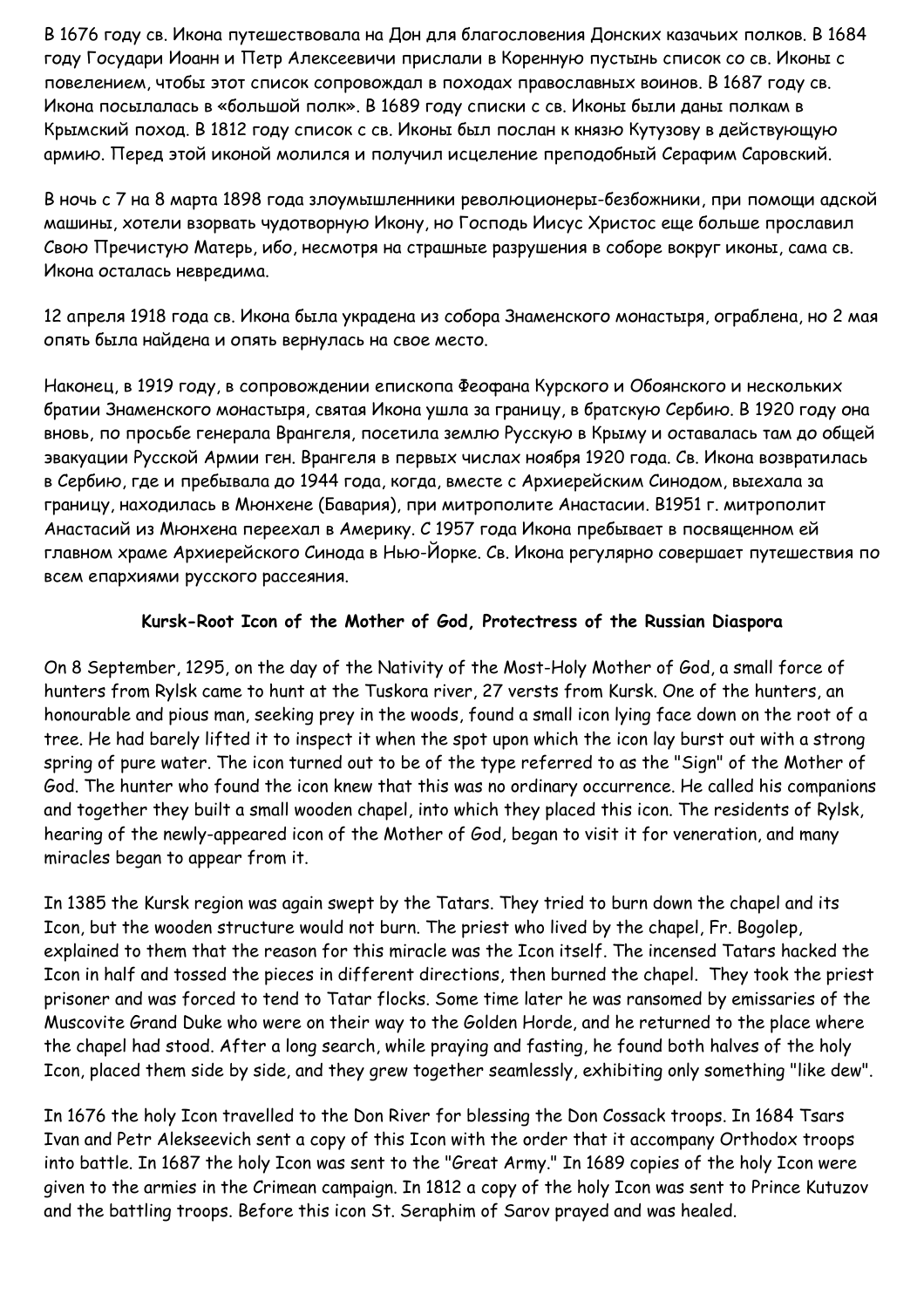В 1676 году св. Икона путешествовала на Дон для благословения Донских казачьих полков. В 1684 году Государи Иоанн и Петр Алексеевичи прислали в Коренную пустынь список со св. Иконы с повелением, чтобы этот список сопровождал в походах православных воинов. В 1687 году св. Икона посылалась в «большой полк». В 1689 году списки с св. Иконы были даны полкам в Крымский поход. В 1812 году список с св. Иконы был послан к князю Кутузову в действующую армию. Перед этой иконой молился и получил исцеление преподобный Серафим Саровский.

В ночь с 7 на 8 марта 1898 года злоумышленники революционеры-безбожники, при помощи адской машины, хотели взорвать чудотворную Икону, но Господь Иисус Христос еще больше прославил Свою Пречистую Матерь, ибо, несмотря на страшные разрушения в соборе вокруг иконы, сама св. Икона осталась невредима.

12 апреля 1918 года св. Икона была украдена из собора Знаменского монастыря, ограблена, но 2 мая опять была найдена и опять вернулась на свое место.

Наконец, в 1919 году, в сопровождении епископа Феофана Курского и Обоянского и нескольких братии Знаменского монастыря, святая Икона ушла за границу, в братскую Сербию. В 1920 году она вновь, по просьбе генерала Врангеля, посетила землю Русскую в Крыму и оставалась там до общей эвакуации Русской Армии ген. Врангеля в первых числах ноября 1920 года. Св. Икона возвратилась в Сербию, где и пребывала до 1944 года, когда, вместе с Архиерейским Синодом, выехала за границу, находилась в Мюнхене (Бавария), при митрополите Анастасии. В1951 г. митрополит Анастасий из Мюнхена переехал в Америку. С 1957 года Икона пребывает в посвященном ей главном храме Архиерейского Синода в Нью-Йорке. Св. Икона регулярно совершает путешествия по всем епархиями русского рассеяния.

## Kursk-Root Icon of the Mother of God, Protectress of the Russian Diaspora

On 8 September, 1295, on the day of the Nativity of the Most-Holy Mother of God, a small force of hunters from Rylsk came to hunt at the Tuskora river, 27 versts from Kursk. One of the hunters, an honourable and pious man, seeking prey in the woods, found a small icon lying face down on the root of a tree. He had barely lifted it to inspect it when the spot upon which the icon lay burst out with a strong spring of pure water. The icon turned out to be of the type referred to as the "Sign" of the Mother of God. The hunter who found the icon knew that this was no ordinary occurrence. He called his companions and together they built a small wooden chapel, into which they placed this icon. The residents of Rylsk, hearing of the newly-appeared icon of the Mother of God, began to visit it for veneration, and many miracles began to appear from it.

In 1385 the Kursk region was again swept by the Tatars. They tried to burn down the chapel and its Icon, but the wooden structure would not burn. The priest who lived by the chapel, Fr. Bogolep, explained to them that the reason for this miracle was the Icon itself. The incensed Tatars hacked the Icon in half and tossed the pieces in different directions, then burned the chapel. They took the priest prisoner and was forced to tend to Tatar flocks. Some time later he was ransomed by emissaries of the Muscovite Grand Duke who were on their way to the Golden Horde, and he returned to the place where the chapel had stood. After a long search, while praying and fasting, he found both halves of the holy Icon, placed them side by side, and they grew together seamlessly, exhibiting only something "like dew".

In 1676 the holy Icon travelled to the Don River for blessing the Don Cossack troops. In 1684 Tsars Ivan and Petr Alekseevich sent a copy of this Icon with the order that it accompany Orthodox troops into battle. In 1687 the holy Icon was sent to the "Great Army." In 1689 copies of the holy Icon were given to the armies in the Crimean campaign. In 1812 a copy of the holy Icon was sent to Prince Kutuzov and the battling troops. Before this icon St. Seraphim of Sarov prayed and was healed.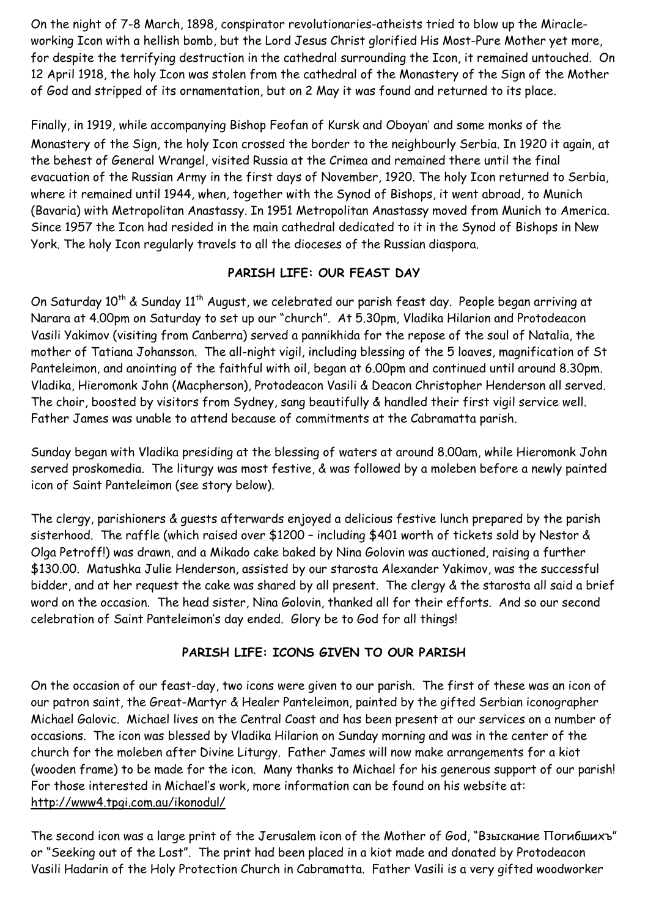On the night of 7-8 March, 1898, conspirator revolutionaries-atheists tried to blow up the Miracle-working Icon with a hellish bomb, but the Lord Jesus Christ glorified His Most-Pure Mother yet more, for despite the terrifying destruction in the cathedral surrounding the Icon, it remained untouched. On 12 April 1918, the holy Icon was stolen from the cathedral of the Monastery of the Sign of the Mother of God and stripped of its ornamentation, but on 2 May it was found and returned to its place.

Finally, in 1919, while accompanying Bishop Feofan of Kursk and Oboyan' and some monks of the Monastery of the Sign, the holy Icon crossed the border to the neighbourly Serbia. In 1920 it again, at the behest of General Wrangel, visited Russia at the Crimea and remained there until the final evacuation of the Russian Army in the first days of November, 1920. The holy Icon returned to Serbia, where it remained until 1944, when, together with the Synod of Bishops, it went abroad, to Munich (Bavaria) with Metropolitan Anastassy. In 1951 Metropolitan Anastassy moved from Munich to America. Since 1957 the Icon had resided in the main cathedral dedicated to it in the Synod of Bishops in New York. The holy Icon regularly travels to all the dioceses of the Russian diaspora.

## PARISH LIFE: OUR FEAST DAY

On Saturday 10th & Sunday 11th August, we celebrated our parish feast day. People began arriving at Narara at 4.00pm on Saturday to set up our "church". At 5.30pm, Vladika Hilarion and Protodeacon Vasili Yakimov (visiting from Canberra) served a pannikhida for the repose of the soul of Natalia, the mother of Tatiana Johansson. The all-night vigil, including blessing of the 5 loaves, magnification of St Panteleimon, and anointing of the faithful with oil, began at 6.00pm and continued until around 8.30pm. Vladika, Hieromonk John (Macpherson), Protodeacon Vasili & Deacon Christopher Henderson all served. The choir, boosted by visitors from Sydney, sang beautifully & handled their first vigil service well. Father James was unable to attend because of commitments at the Cabramatta parish.

Sunday began with Vladika presiding at the blessing of waters at around 8.00am, while Hieromonk John served proskomedia. The liturgy was most festive, & was followed by a moleben before a newly painted icon of Saint Panteleimon (see story below).

The clergy, parishioners & guests afterwards enjoyed a delicious festive lunch prepared by the parish sisterhood. The raffle (which raised over $1200 – including $401 worth of tickets sold by Nestor & Olga Petroff!) was drawn, and a Mikado cake baked by Nina Golovin was auctioned, raising a further $130.00. Matushka Julie Henderson, assisted by our starosta Alexander Yakimov, was the successful bidder, and at her request the cake was shared by all present. The clergy & the starosta all said a brief word on the occasion. The head sister, Nina Golovin, thanked all for their efforts. And so our second celebration of Saint Panteleimon's day ended. Glory be to God for all things!

## PARISH LIFE: ICONS GIVEN TO OUR PARISH

On the occasion of our feast-day, two icons were given to our parish. The first of these was an icon of our patron saint, the Great-Martyr & Healer Panteleimon, painted by the gifted Serbian iconographer Michael Galovic. Michael lives on the Central Coast and has been present at our services on a number of occasions. The icon was blessed by Vladika Hilarion on Sunday morning and was in the center of the church for the moleben after Divine Liturgy. Father James will now make arrangements for a kiot (wooden frame) to be made for the icon. Many thanks to Michael for his generous support of our parish! For those interested in Michael's work, more information can be found on his website at: http://www4.tpgi.com.au/ikonodul/

The second icon was a large print of the Jerusalem icon of the Mother of God, "Взыскание Погибшихъ" or "Seeking out of the Lost". The print had been placed in a kiot made and donated by Protodeacon Vasili Hadarin of the Holy Protection Church in Cabramatta. Father Vasili is a very gifted woodworker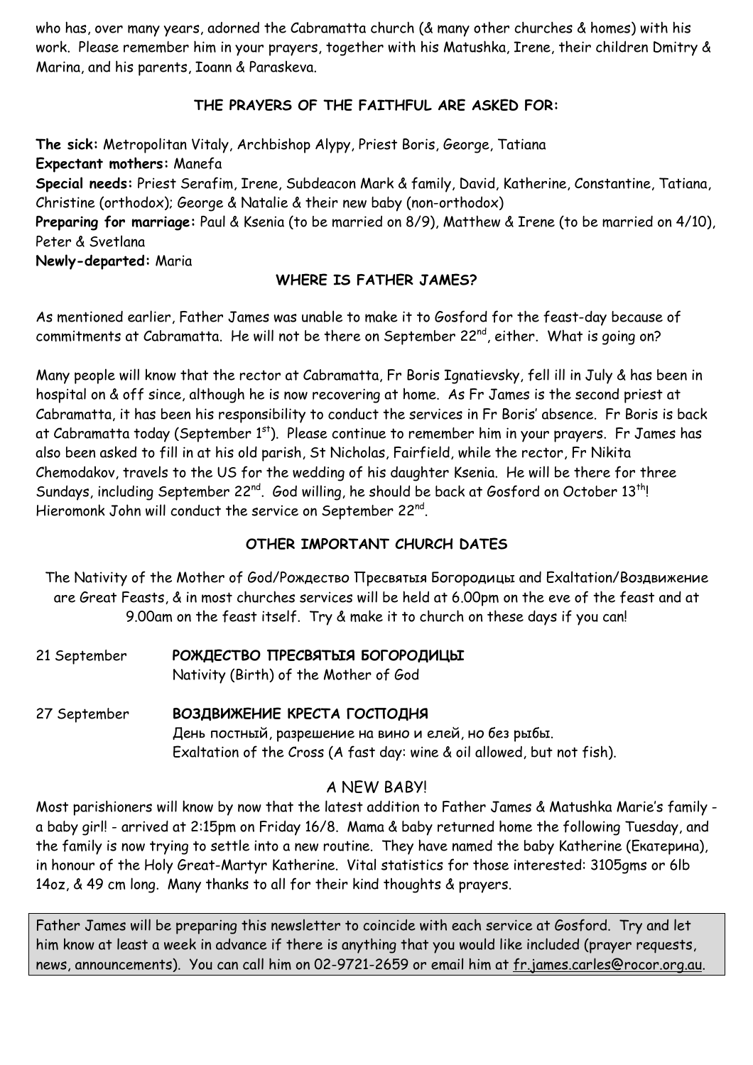who has, over many years, adorned the Cabramatta church (& many other churches & homes) with his work. Please remember him in your prayers, together with his Matushka, Irene, their children Dmitry & Marina, and his parents, Ioann & Paraskeva.

## THE PRAYERS OF THE FAITHFUL ARE ASKED FOR:

**The sick:** Metropolitan Vitaly, Archbishop Alypy, Priest Boris, George, Tatiana
**Expectant mothers:** Manefa
**Special needs:** Priest Serafim, Irene, Subdeacon Mark & family, David, Katherine, Constantine, Tatiana, Christine (orthodox); George & Natalie & their new baby (non-orthodox)
**Preparing for marriage:** Paul & Ksenia (to be married on 8/9), Matthew & Irene (to be married on 4/10), Peter & Svetlana
**Newly-departed:** Maria

## WHERE IS FATHER JAMES?

As mentioned earlier, Father James was unable to make it to Gosford for the feast-day because of commitments at Cabramatta. He will not be there on September 22nd, either. What is going on?

Many people will know that the rector at Cabramatta, Fr Boris Ignatievsky, fell ill in July & has been in hospital on & off since, although he is now recovering at home. As Fr James is the second priest at Cabramatta, it has been his responsibility to conduct the services in Fr Boris' absence. Fr Boris is back at Cabramatta today (September 1st). Please continue to remember him in your prayers. Fr James has also been asked to fill in at his old parish, St Nicholas, Fairfield, while the rector, Fr Nikita Chemodakov, travels to the US for the wedding of his daughter Ksenia. He will be there for three Sundays, including September 22nd. God willing, he should be back at Gosford on October 13th! Hieromonk John will conduct the service on September 22nd.

## OTHER IMPORTANT CHURCH DATES

The Nativity of the Mother of God/Рождество Пресвятыя Богородицы and Exaltation/Воздвижение are Great Feasts, & in most churches services will be held at 6.00pm on the eve of the feast and at 9.00am on the feast itself. Try & make it to church on these days if you can!

21 September — **РОЖДЕСТВО ПРЕСВЯТЫЯ БОГОРОДИЦЫ**
Nativity (Birth) of the Mother of God

27 September — **ВОЗДВИЖЕНИЕ КРЕСТА ГОСПОДНЯ**
День постный, разрешение на вино и елей, но без рыбы.
Exaltation of the Cross (A fast day: wine & oil allowed, but not fish).

## A NEW BABY!

Most parishioners will know by now that the latest addition to Father James & Matushka Marie's family - a baby girl! - arrived at 2:15pm on Friday 16/8. Mama & baby returned home the following Tuesday, and the family is now trying to settle into a new routine. They have named the baby Katherine (Екатерина), in honour of the Holy Great-Martyr Katherine. Vital statistics for those interested: 3105gms or 6lb 14oz, & 49 cm long. Many thanks to all for their kind thoughts & prayers.

Father James will be preparing this newsletter to coincide with each service at Gosford. Try and let him know at least a week in advance if there is anything that you would like included (prayer requests, news, announcements). You can call him on 02-9721-2659 or email him at fr.james.carles@rocor.org.au.